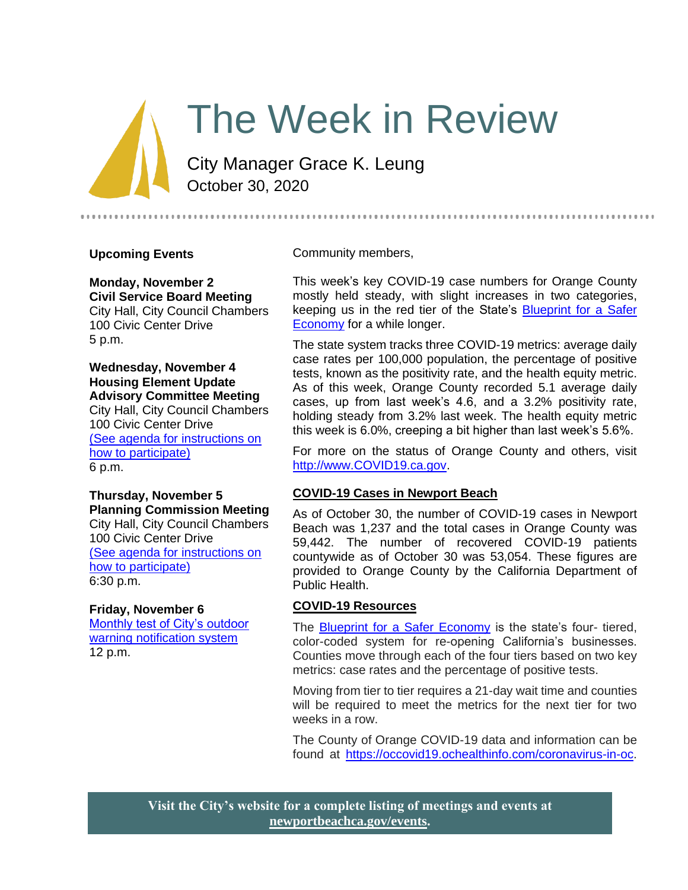# The Week in Review

City Manager Grace K. Leung
October 30, 2020

Community members,

This week's key COVID-19 case numbers for Orange County mostly held steady, with slight increases in two categories, keeping us in the red tier of the State's Blueprint for a Safer Economy for a while longer.

The state system tracks three COVID-19 metrics: average daily case rates per 100,000 population, the percentage of positive tests, known as the positivity rate, and the health equity metric. As of this week, Orange County recorded 5.1 average daily cases, up from last week's 4.6, and a 3.2% positivity rate, holding steady from 3.2% last week. The health equity metric this week is 6.0%, creeping a bit higher than last week's 5.6%.

For more on the status of Orange County and others, visit http://www.COVID19.ca.gov.

## COVID-19 Cases in Newport Beach

As of October 30, the number of COVID-19 cases in Newport Beach was 1,237 and the total cases in Orange County was 59,442. The number of recovered COVID-19 patients countywide as of October 30 was 53,054. These figures are provided to Orange County by the California Department of Public Health.

## COVID-19 Resources

The Blueprint for a Safer Economy is the state's four- tiered, color-coded system for re-opening California's businesses. Counties move through each of the four tiers based on two key metrics: case rates and the percentage of positive tests.

Moving from tier to tier requires a 21-day wait time and counties will be required to meet the metrics for the next tier for two weeks in a row.

The County of Orange COVID-19 data and information can be found at https://occovid19.ochealthinfo.com/coronavirus-in-oc.

## Upcoming Events

**Monday, November 2**
**Civil Service Board Meeting**
City Hall, City Council Chambers
100 Civic Center Drive
5 p.m.

**Wednesday, November 4**
**Housing Element Update Advisory Committee Meeting**
City Hall, City Council Chambers
100 Civic Center Drive
(See agenda for instructions on how to participate)
6 p.m.

**Thursday, November 5**
**Planning Commission Meeting**
City Hall, City Council Chambers
100 Civic Center Drive
(See agenda for instructions on how to participate)
6:30 p.m.

**Friday, November 6**
Monthly test of City's outdoor warning notification system
12 p.m.

**Visit the City's website for a complete listing of meetings and events at newportbeachca.gov/events.**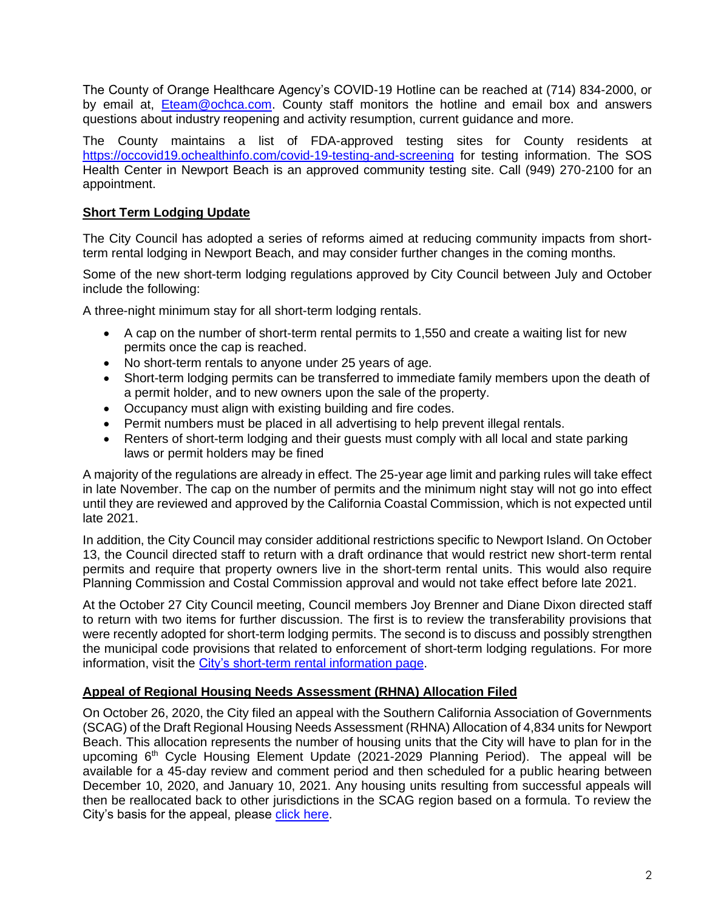The County of Orange Healthcare Agency's COVID-19 Hotline can be reached at (714) 834-2000, or by email at, [Eteam@ochca.com](mailto:Eteam@ochca.com). County staff monitors the hotline and email box and answers questions about industry reopening and activity resumption, current guidance and more.

The County maintains a list of FDA-approved testing sites for County residents at [https://occovid19.ochealthinfo.com/covid-19-testing-and-screening](https://occovid19.ochealthinfo.com/covid-19-testing-and-screening) for testing information. The SOS Health Center in Newport Beach is an approved community testing site. Call (949) 270-2100 for an appointment.

## Short Term Lodging Update

The City Council has adopted a series of reforms aimed at reducing community impacts from short-term rental lodging in Newport Beach, and may consider further changes in the coming months.

Some of the new short-term lodging regulations approved by City Council between July and October include the following:

A three-night minimum stay for all short-term lodging rentals.

- A cap on the number of short-term rental permits to 1,550 and create a waiting list for new permits once the cap is reached.
- No short-term rentals to anyone under 25 years of age.
- Short-term lodging permits can be transferred to immediate family members upon the death of a permit holder, and to new owners upon the sale of the property.
- Occupancy must align with existing building and fire codes.
- Permit numbers must be placed in all advertising to help prevent illegal rentals.
- Renters of short-term lodging and their guests must comply with all local and state parking laws or permit holders may be fined

A majority of the regulations are already in effect. The 25-year age limit and parking rules will take effect in late November. The cap on the number of permits and the minimum night stay will not go into effect until they are reviewed and approved by the California Coastal Commission, which is not expected until late 2021.

In addition, the City Council may consider additional restrictions specific to Newport Island. On October 13, the Council directed staff to return with a draft ordinance that would restrict new short-term rental permits and require that property owners live in the short-term rental units. This would also require Planning Commission and Costal Commission approval and would not take effect before late 2021.

At the October 27 City Council meeting, Council members Joy Brenner and Diane Dixon directed staff to return with two items for further discussion. The first is to review the transferability provisions that were recently adopted for short-term lodging permits. The second is to discuss and possibly strengthen the municipal code provisions that related to enforcement of short-term lodging regulations. For more information, visit the City's short-term rental information page.

## Appeal of Regional Housing Needs Assessment (RHNA) Allocation Filed

On October 26, 2020, the City filed an appeal with the Southern California Association of Governments (SCAG) of the Draft Regional Housing Needs Assessment (RHNA) Allocation of 4,834 units for Newport Beach. This allocation represents the number of housing units that the City will have to plan for in the upcoming 6th Cycle Housing Element Update (2021-2029 Planning Period). The appeal will be available for a 45-day review and comment period and then scheduled for a public hearing between December 10, 2020, and January 10, 2021. Any housing units resulting from successful appeals will then be reallocated back to other jurisdictions in the SCAG region based on a formula. To review the City's basis for the appeal, please click here.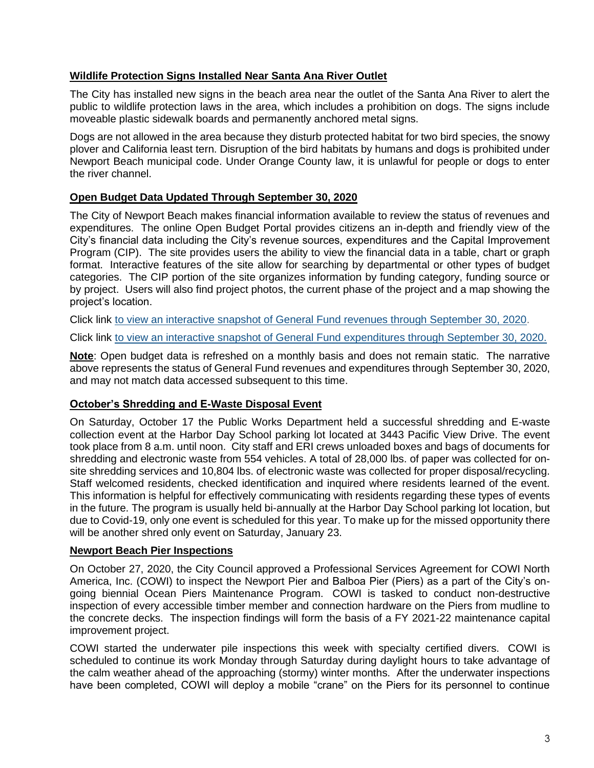## Wildlife Protection Signs Installed Near Santa Ana River Outlet

The City has installed new signs in the beach area near the outlet of the Santa Ana River to alert the public to wildlife protection laws in the area, which includes a prohibition on dogs. The signs include moveable plastic sidewalk boards and permanently anchored metal signs.

Dogs are not allowed in the area because they disturb protected habitat for two bird species, the snowy plover and California least tern. Disruption of the bird habitats by humans and dogs is prohibited under Newport Beach municipal code. Under Orange County law, it is unlawful for people or dogs to enter the river channel.

## Open Budget Data Updated Through September 30, 2020

The City of Newport Beach makes financial information available to review the status of revenues and expenditures. The online Open Budget Portal provides citizens an in-depth and friendly view of the City's financial data including the City's revenue sources, expenditures and the Capital Improvement Program (CIP). The site provides users the ability to view the financial data in a table, chart or graph format. Interactive features of the site allow for searching by departmental or other types of budget categories. The CIP portion of the site organizes information by funding category, funding source or by project. Users will also find project photos, the current phase of the project and a map showing the project's location.

Click link to view an interactive snapshot of General Fund revenues through September 30, 2020.

Click link to view an interactive snapshot of General Fund expenditures through September 30, 2020.

**Note**: Open budget data is refreshed on a monthly basis and does not remain static. The narrative above represents the status of General Fund revenues and expenditures through September 30, 2020, and may not match data accessed subsequent to this time.

## October's Shredding and E-Waste Disposal Event

On Saturday, October 17 the Public Works Department held a successful shredding and E-waste collection event at the Harbor Day School parking lot located at 3443 Pacific View Drive. The event took place from 8 a.m. until noon. City staff and ERI crews unloaded boxes and bags of documents for shredding and electronic waste from 554 vehicles. A total of 28,000 lbs. of paper was collected for on-site shredding services and 10,804 lbs. of electronic waste was collected for proper disposal/recycling. Staff welcomed residents, checked identification and inquired where residents learned of the event. This information is helpful for effectively communicating with residents regarding these types of events in the future. The program is usually held bi-annually at the Harbor Day School parking lot location, but due to Covid-19, only one event is scheduled for this year. To make up for the missed opportunity there will be another shred only event on Saturday, January 23.

## Newport Beach Pier Inspections

On October 27, 2020, the City Council approved a Professional Services Agreement for COWI North America, Inc. (COWI) to inspect the Newport Pier and Balboa Pier (Piers) as a part of the City's on-going biennial Ocean Piers Maintenance Program. COWI is tasked to conduct non-destructive inspection of every accessible timber member and connection hardware on the Piers from mudline to the concrete decks. The inspection findings will form the basis of a FY 2021-22 maintenance capital improvement project.

COWI started the underwater pile inspections this week with specialty certified divers. COWI is scheduled to continue its work Monday through Saturday during daylight hours to take advantage of the calm weather ahead of the approaching (stormy) winter months. After the underwater inspections have been completed, COWI will deploy a mobile "crane" on the Piers for its personnel to continue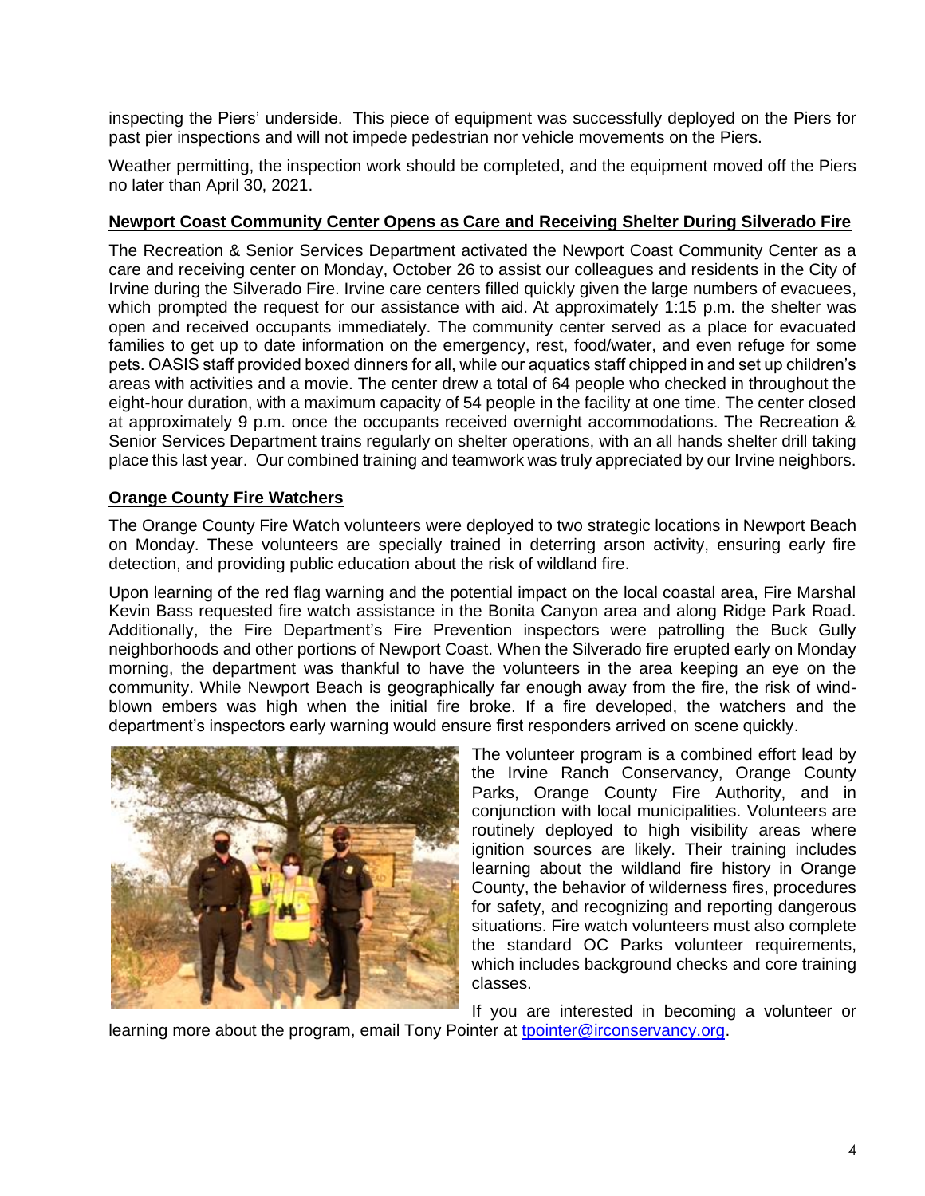inspecting the Piers' underside. This piece of equipment was successfully deployed on the Piers for past pier inspections and will not impede pedestrian nor vehicle movements on the Piers.

Weather permitting, the inspection work should be completed, and the equipment moved off the Piers no later than April 30, 2021.

## Newport Coast Community Center Opens as Care and Receiving Shelter During Silverado Fire

The Recreation & Senior Services Department activated the Newport Coast Community Center as a care and receiving center on Monday, October 26 to assist our colleagues and residents in the City of Irvine during the Silverado Fire. Irvine care centers filled quickly given the large numbers of evacuees, which prompted the request for our assistance with aid. At approximately 1:15 p.m. the shelter was open and received occupants immediately. The community center served as a place for evacuated families to get up to date information on the emergency, rest, food/water, and even refuge for some pets. OASIS staff provided boxed dinners for all, while our aquatics staff chipped in and set up children's areas with activities and a movie. The center drew a total of 64 people who checked in throughout the eight-hour duration, with a maximum capacity of 54 people in the facility at one time. The center closed at approximately 9 p.m. once the occupants received overnight accommodations. The Recreation & Senior Services Department trains regularly on shelter operations, with an all hands shelter drill taking place this last year. Our combined training and teamwork was truly appreciated by our Irvine neighbors.

## Orange County Fire Watchers

The Orange County Fire Watch volunteers were deployed to two strategic locations in Newport Beach on Monday. These volunteers are specially trained in deterring arson activity, ensuring early fire detection, and providing public education about the risk of wildland fire.

Upon learning of the red flag warning and the potential impact on the local coastal area, Fire Marshal Kevin Bass requested fire watch assistance in the Bonita Canyon area and along Ridge Park Road. Additionally, the Fire Department's Fire Prevention inspectors were patrolling the Buck Gully neighborhoods and other portions of Newport Coast. When the Silverado fire erupted early on Monday morning, the department was thankful to have the volunteers in the area keeping an eye on the community. While Newport Beach is geographically far enough away from the fire, the risk of wind-blown embers was high when the initial fire broke. If a fire developed, the watchers and the department's inspectors early warning would ensure first responders arrived on scene quickly.

The volunteer program is a combined effort lead by the Irvine Ranch Conservancy, Orange County Parks, Orange County Fire Authority, and in conjunction with local municipalities. Volunteers are routinely deployed to high visibility areas where ignition sources are likely. Their training includes learning about the wildland fire history in Orange County, the behavior of wilderness fires, procedures for safety, and recognizing and reporting dangerous situations. Fire watch volunteers must also complete the standard OC Parks volunteer requirements, which includes background checks and core training classes.

If you are interested in becoming a volunteer or learning more about the program, email Tony Pointer at [tpointer@irconservancy.org](mailto:tpointer@irconservancy.org).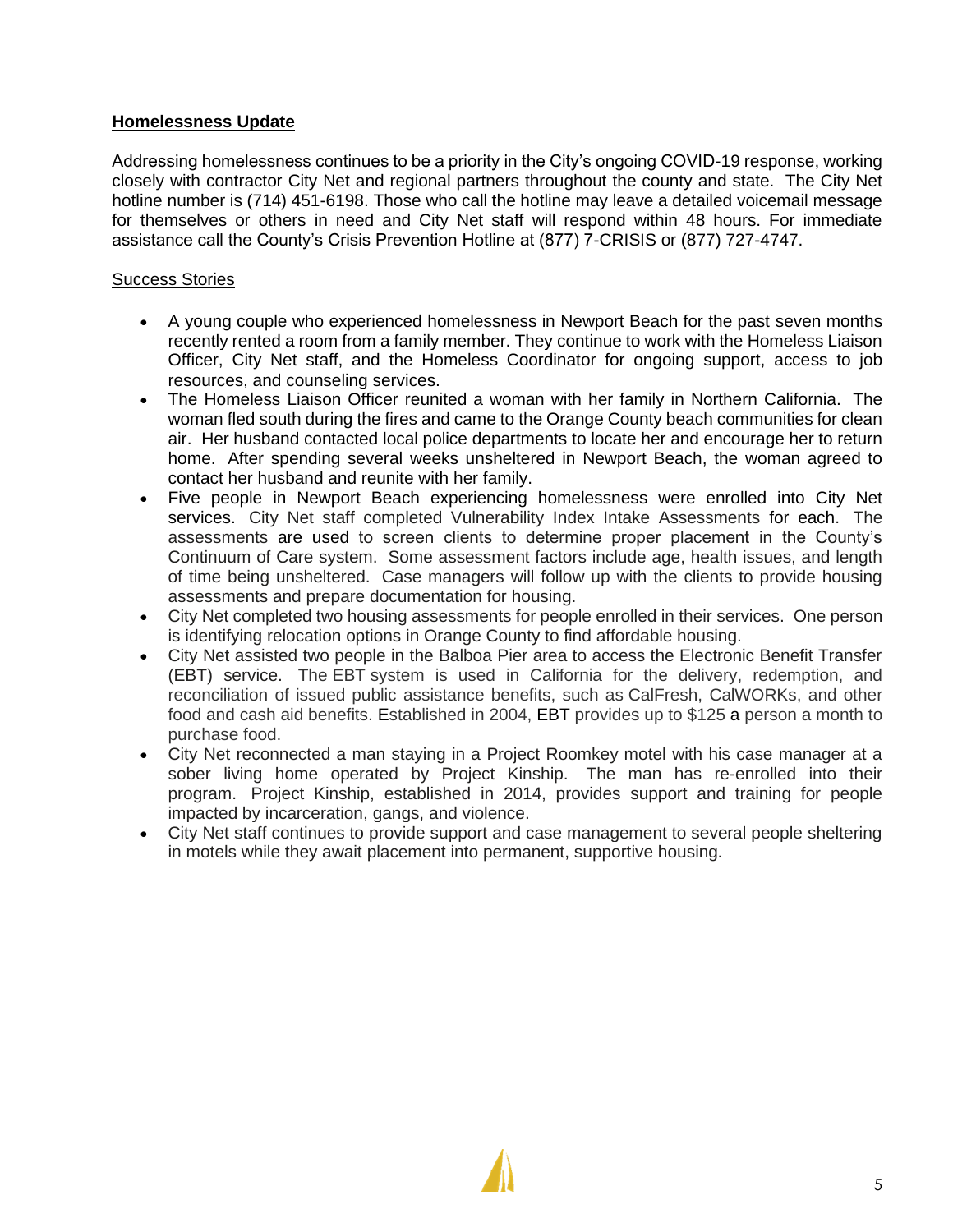## Homelessness Update

Addressing homelessness continues to be a priority in the City's ongoing COVID-19 response, working closely with contractor City Net and regional partners throughout the county and state. The City Net hotline number is (714) 451-6198. Those who call the hotline may leave a detailed voicemail message for themselves or others in need and City Net staff will respond within 48 hours. For immediate assistance call the County's Crisis Prevention Hotline at (877) 7-CRISIS or (877) 727-4747.

### Success Stories

- A young couple who experienced homelessness in Newport Beach for the past seven months recently rented a room from a family member. They continue to work with the Homeless Liaison Officer, City Net staff, and the Homeless Coordinator for ongoing support, access to job resources, and counseling services.
- The Homeless Liaison Officer reunited a woman with her family in Northern California. The woman fled south during the fires and came to the Orange County beach communities for clean air. Her husband contacted local police departments to locate her and encourage her to return home. After spending several weeks unsheltered in Newport Beach, the woman agreed to contact her husband and reunite with her family.
- Five people in Newport Beach experiencing homelessness were enrolled into City Net services. City Net staff completed Vulnerability Index Intake Assessments for each. The assessments are used to screen clients to determine proper placement in the County's Continuum of Care system. Some assessment factors include age, health issues, and length of time being unsheltered. Case managers will follow up with the clients to provide housing assessments and prepare documentation for housing.
- City Net completed two housing assessments for people enrolled in their services. One person is identifying relocation options in Orange County to find affordable housing.
- City Net assisted two people in the Balboa Pier area to access the Electronic Benefit Transfer (EBT) service. The EBT system is used in California for the delivery, redemption, and reconciliation of issued public assistance benefits, such as CalFresh, CalWORKs, and other food and cash aid benefits. Established in 2004, EBT provides up to $125 a person a month to purchase food.
- City Net reconnected a man staying in a Project Roomkey motel with his case manager at a sober living home operated by Project Kinship. The man has re-enrolled into their program. Project Kinship, established in 2014, provides support and training for people impacted by incarceration, gangs, and violence.
- City Net staff continues to provide support and case management to several people sheltering in motels while they await placement into permanent, supportive housing.